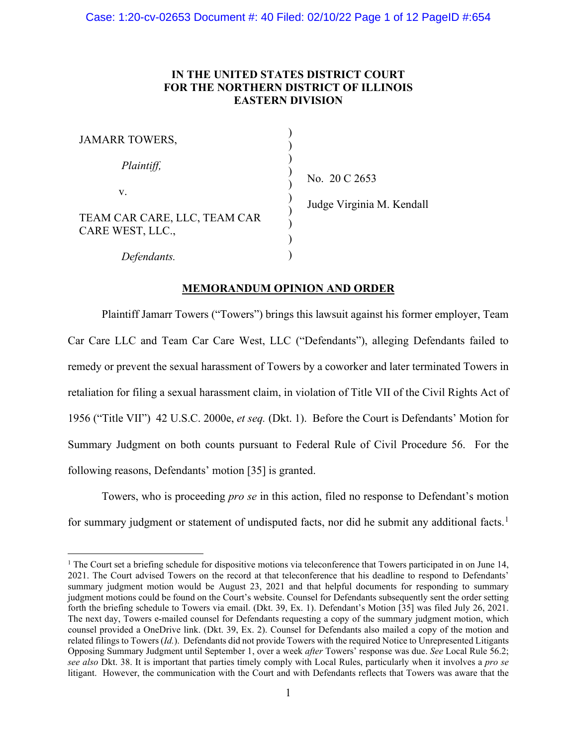**IN THE UNITED STATES DISTRICT COURT**
**FOR THE NORTHERN DISTRICT OF ILLINOIS**
**EASTERN DIVISION**

| | | |
|---|---|---|
| JAMARR TOWERS, | ) | |
| *Plaintiff,* | ) | No. 20 C 2653 |
| v. | ) | Judge Virginia M. Kendall |
| TEAM CAR CARE, LLC, TEAM CAR CARE WEST, LLC., | ) | |
| *Defendants.* | ) | |

**MEMORANDUM OPINION AND ORDER**

Plaintiff Jamarr Towers ("Towers") brings this lawsuit against his former employer, Team Car Care LLC and Team Car Care West, LLC ("Defendants"), alleging Defendants failed to remedy or prevent the sexual harassment of Towers by a coworker and later terminated Towers in retaliation for filing a sexual harassment claim, in violation of Title VII of the Civil Rights Act of 1956 ("Title VII") 42 U.S.C. 2000e, *et seq.* (Dkt. 1). Before the Court is Defendants' Motion for Summary Judgment on both counts pursuant to Federal Rule of Civil Procedure 56. For the following reasons, Defendants' motion [35] is granted.

Towers, who is proceeding *pro se* in this action, filed no response to Defendant's motion for summary judgment or statement of undisputed facts, nor did he submit any additional facts.[1]

[1] The Court set a briefing schedule for dispositive motions via teleconference that Towers participated in on June 14, 2021. The Court advised Towers on the record at that teleconference that his deadline to respond to Defendants' summary judgment motion would be August 23, 2021 and that helpful documents for responding to summary judgment motions could be found on the Court's website. Counsel for Defendants subsequently sent the order setting forth the briefing schedule to Towers via email. (Dkt. 39, Ex. 1). Defendant's Motion [35] was filed July 26, 2021. The next day, Towers e-mailed counsel for Defendants requesting a copy of the summary judgment motion, which counsel provided a OneDrive link. (Dkt. 39, Ex. 2). Counsel for Defendants also mailed a copy of the motion and related filings to Towers (*Id.*). Defendants did not provide Towers with the required Notice to Unrepresented Litigants Opposing Summary Judgment until September 1, over a week *after* Towers' response was due. *See* Local Rule 56.2; *see also* Dkt. 38. It is important that parties timely comply with Local Rules, particularly when it involves a *pro se* litigant. However, the communication with the Court and with Defendants reflects that Towers was aware that the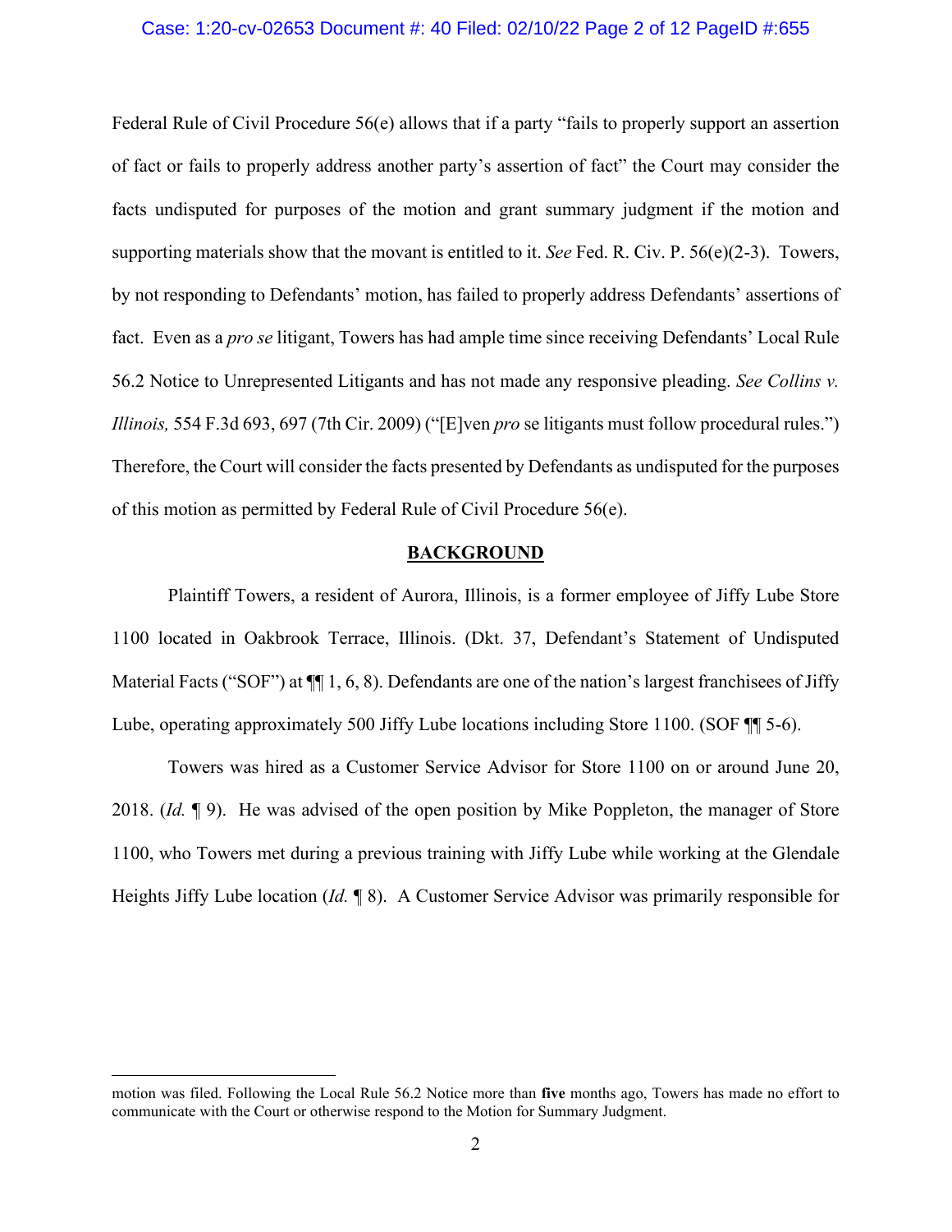Federal Rule of Civil Procedure 56(e) allows that if a party "fails to properly support an assertion of fact or fails to properly address another party's assertion of fact" the Court may consider the facts undisputed for purposes of the motion and grant summary judgment if the motion and supporting materials show that the movant is entitled to it. *See* Fed. R. Civ. P. 56(e)(2-3). Towers, by not responding to Defendants' motion, has failed to properly address Defendants' assertions of fact. Even as a *pro se* litigant, Towers has had ample time since receiving Defendants' Local Rule 56.2 Notice to Unrepresented Litigants and has not made any responsive pleading. *See Collins v. Illinois,* 554 F.3d 693, 697 (7th Cir. 2009) ("[E]ven *pro* se litigants must follow procedural rules.") Therefore, the Court will consider the facts presented by Defendants as undisputed for the purposes of this motion as permitted by Federal Rule of Civil Procedure 56(e).

## BACKGROUND

Plaintiff Towers, a resident of Aurora, Illinois, is a former employee of Jiffy Lube Store 1100 located in Oakbrook Terrace, Illinois. (Dkt. 37, Defendant's Statement of Undisputed Material Facts ("SOF") at ¶¶ 1, 6, 8). Defendants are one of the nation's largest franchisees of Jiffy Lube, operating approximately 500 Jiffy Lube locations including Store 1100. (SOF ¶¶ 5-6).

Towers was hired as a Customer Service Advisor for Store 1100 on or around June 20, 2018. (*Id.* ¶ 9). He was advised of the open position by Mike Poppleton, the manager of Store 1100, who Towers met during a previous training with Jiffy Lube while working at the Glendale Heights Jiffy Lube location (*Id.* ¶ 8). A Customer Service Advisor was primarily responsible for

---

motion was filed. Following the Local Rule 56.2 Notice more than **five** months ago, Towers has made no effort to communicate with the Court or otherwise respond to the Motion for Summary Judgment.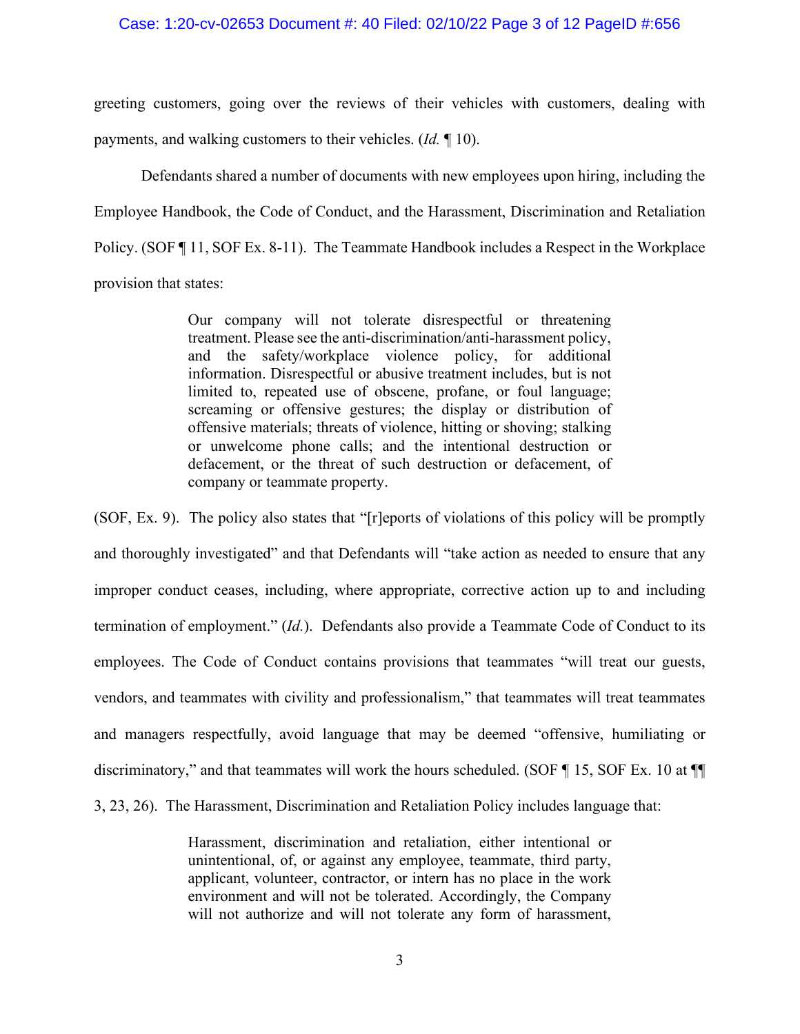greeting customers, going over the reviews of their vehicles with customers, dealing with payments, and walking customers to their vehicles. (*Id.* ¶ 10).

Defendants shared a number of documents with new employees upon hiring, including the Employee Handbook, the Code of Conduct, and the Harassment, Discrimination and Retaliation Policy. (SOF ¶ 11, SOF Ex. 8-11). The Teammate Handbook includes a Respect in the Workplace provision that states:

> Our company will not tolerate disrespectful or threatening treatment. Please see the anti-discrimination/anti-harassment policy, and the safety/workplace violence policy, for additional information. Disrespectful or abusive treatment includes, but is not limited to, repeated use of obscene, profane, or foul language; screaming or offensive gestures; the display or distribution of offensive materials; threats of violence, hitting or shoving; stalking or unwelcome phone calls; and the intentional destruction or defacement, or the threat of such destruction or defacement, of company or teammate property.

(SOF, Ex. 9). The policy also states that "[r]eports of violations of this policy will be promptly and thoroughly investigated" and that Defendants will "take action as needed to ensure that any improper conduct ceases, including, where appropriate, corrective action up to and including termination of employment." (*Id.*). Defendants also provide a Teammate Code of Conduct to its employees. The Code of Conduct contains provisions that teammates "will treat our guests, vendors, and teammates with civility and professionalism," that teammates will treat teammates and managers respectfully, avoid language that may be deemed "offensive, humiliating or discriminatory," and that teammates will work the hours scheduled. (SOF ¶ 15, SOF Ex. 10 at ¶¶ 3, 23, 26). The Harassment, Discrimination and Retaliation Policy includes language that:

> Harassment, discrimination and retaliation, either intentional or unintentional, of, or against any employee, teammate, third party, applicant, volunteer, contractor, or intern has no place in the work environment and will not be tolerated. Accordingly, the Company will not authorize and will not tolerate any form of harassment,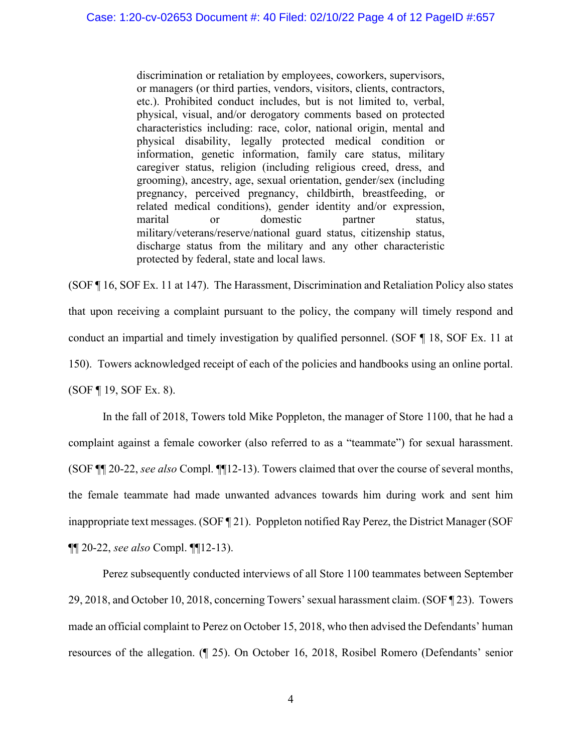> discrimination or retaliation by employees, coworkers, supervisors, or managers (or third parties, vendors, visitors, clients, contractors, etc.). Prohibited conduct includes, but is not limited to, verbal, physical, visual, and/or derogatory comments based on protected characteristics including: race, color, national origin, mental and physical disability, legally protected medical condition or information, genetic information, family care status, military caregiver status, religion (including religious creed, dress, and grooming), ancestry, age, sexual orientation, gender/sex (including pregnancy, perceived pregnancy, childbirth, breastfeeding, or related medical conditions), gender identity and/or expression, marital or domestic partner status, military/veterans/reserve/national guard status, citizenship status, discharge status from the military and any other characteristic protected by federal, state and local laws.

(SOF ¶ 16, SOF Ex. 11 at 147). The Harassment, Discrimination and Retaliation Policy also states that upon receiving a complaint pursuant to the policy, the company will timely respond and conduct an impartial and timely investigation by qualified personnel. (SOF ¶ 18, SOF Ex. 11 at 150). Towers acknowledged receipt of each of the policies and handbooks using an online portal. (SOF ¶ 19, SOF Ex. 8).

In the fall of 2018, Towers told Mike Poppleton, the manager of Store 1100, that he had a complaint against a female coworker (also referred to as a "teammate") for sexual harassment. (SOF ¶¶ 20-22, *see also* Compl. ¶¶12-13). Towers claimed that over the course of several months, the female teammate had made unwanted advances towards him during work and sent him inappropriate text messages. (SOF ¶ 21). Poppleton notified Ray Perez, the District Manager (SOF ¶¶ 20-22, *see also* Compl. ¶¶12-13).

Perez subsequently conducted interviews of all Store 1100 teammates between September 29, 2018, and October 10, 2018, concerning Towers' sexual harassment claim. (SOF ¶ 23). Towers made an official complaint to Perez on October 15, 2018, who then advised the Defendants' human resources of the allegation. (¶ 25). On October 16, 2018, Rosibel Romero (Defendants' senior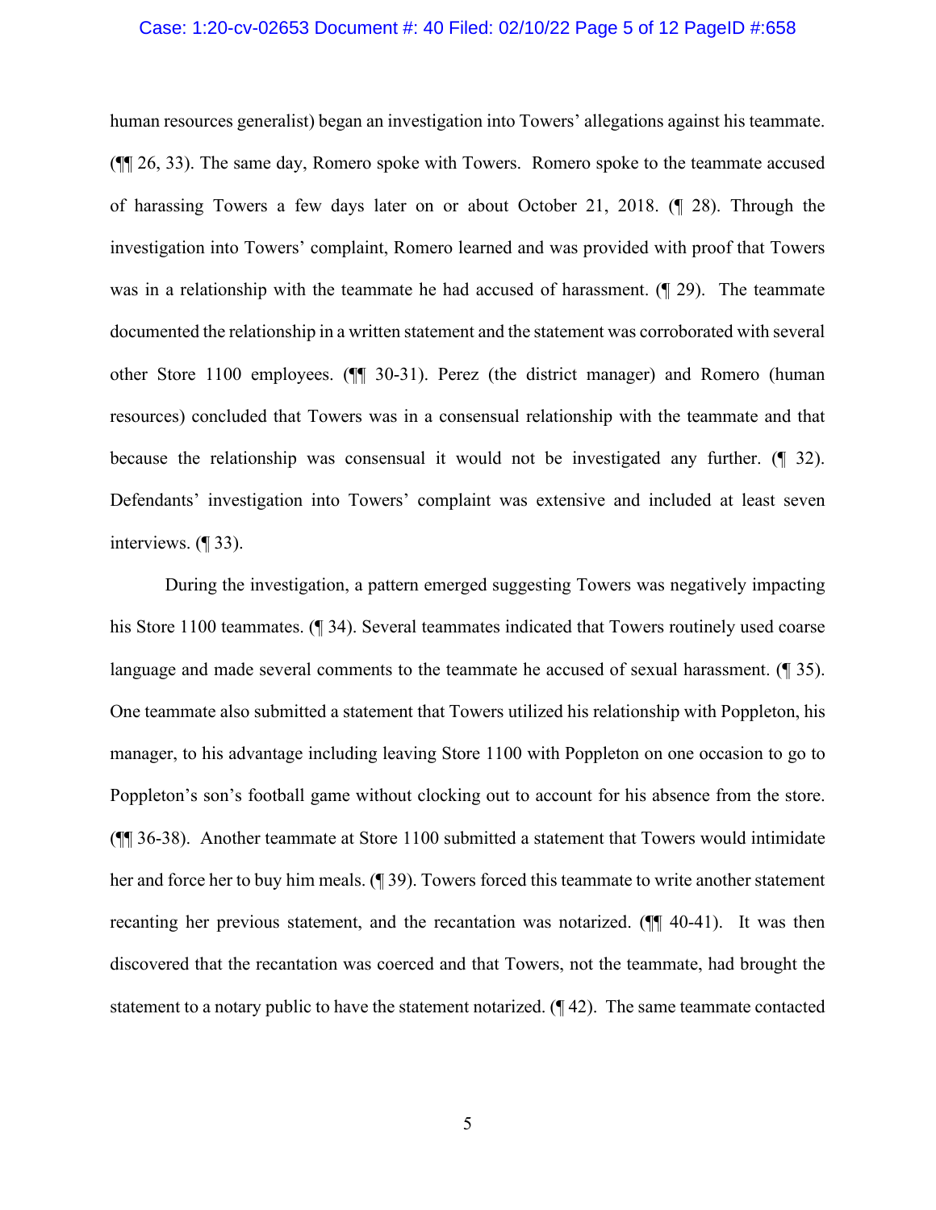human resources generalist) began an investigation into Towers' allegations against his teammate. (¶¶ 26, 33). The same day, Romero spoke with Towers. Romero spoke to the teammate accused of harassing Towers a few days later on or about October 21, 2018. (¶ 28). Through the investigation into Towers' complaint, Romero learned and was provided with proof that Towers was in a relationship with the teammate he had accused of harassment. (¶ 29). The teammate documented the relationship in a written statement and the statement was corroborated with several other Store 1100 employees. (¶¶ 30-31). Perez (the district manager) and Romero (human resources) concluded that Towers was in a consensual relationship with the teammate and that because the relationship was consensual it would not be investigated any further. (¶ 32). Defendants' investigation into Towers' complaint was extensive and included at least seven interviews. (¶ 33).

During the investigation, a pattern emerged suggesting Towers was negatively impacting his Store 1100 teammates. (¶ 34). Several teammates indicated that Towers routinely used coarse language and made several comments to the teammate he accused of sexual harassment. (¶ 35). One teammate also submitted a statement that Towers utilized his relationship with Poppleton, his manager, to his advantage including leaving Store 1100 with Poppleton on one occasion to go to Poppleton's son's football game without clocking out to account for his absence from the store. (¶¶ 36-38). Another teammate at Store 1100 submitted a statement that Towers would intimidate her and force her to buy him meals. (¶ 39). Towers forced this teammate to write another statement recanting her previous statement, and the recantation was notarized. (¶¶ 40-41). It was then discovered that the recantation was coerced and that Towers, not the teammate, had brought the statement to a notary public to have the statement notarized. (¶ 42). The same teammate contacted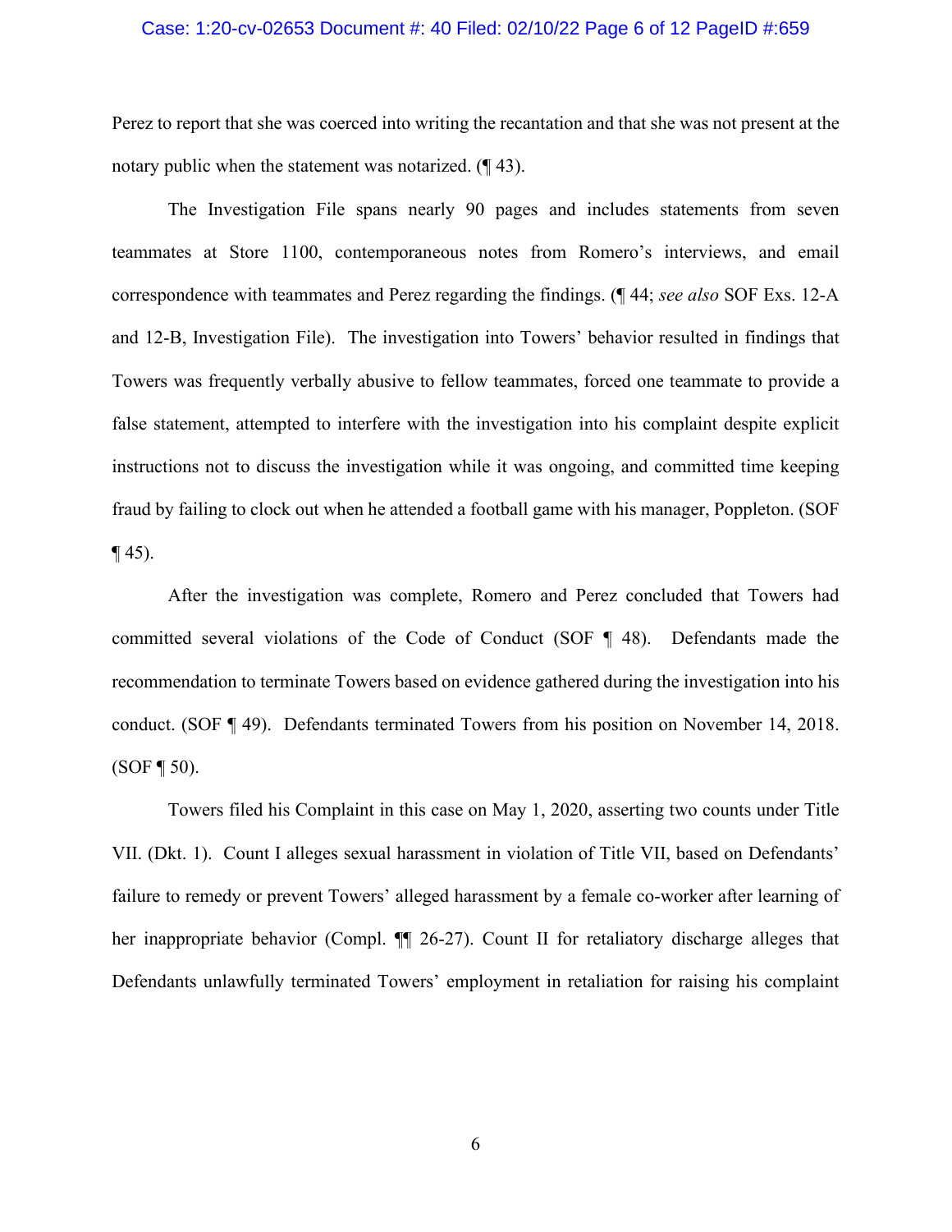Perez to report that she was coerced into writing the recantation and that she was not present at the notary public when the statement was notarized. (¶ 43).

The Investigation File spans nearly 90 pages and includes statements from seven teammates at Store 1100, contemporaneous notes from Romero's interviews, and email correspondence with teammates and Perez regarding the findings. (¶ 44; *see also* SOF Exs. 12-A and 12-B, Investigation File). The investigation into Towers' behavior resulted in findings that Towers was frequently verbally abusive to fellow teammates, forced one teammate to provide a false statement, attempted to interfere with the investigation into his complaint despite explicit instructions not to discuss the investigation while it was ongoing, and committed time keeping fraud by failing to clock out when he attended a football game with his manager, Poppleton. (SOF ¶ 45).

After the investigation was complete, Romero and Perez concluded that Towers had committed several violations of the Code of Conduct (SOF ¶ 48). Defendants made the recommendation to terminate Towers based on evidence gathered during the investigation into his conduct. (SOF ¶ 49). Defendants terminated Towers from his position on November 14, 2018. (SOF ¶ 50).

Towers filed his Complaint in this case on May 1, 2020, asserting two counts under Title VII. (Dkt. 1). Count I alleges sexual harassment in violation of Title VII, based on Defendants' failure to remedy or prevent Towers' alleged harassment by a female co-worker after learning of her inappropriate behavior (Compl. ¶¶ 26-27). Count II for retaliatory discharge alleges that Defendants unlawfully terminated Towers' employment in retaliation for raising his complaint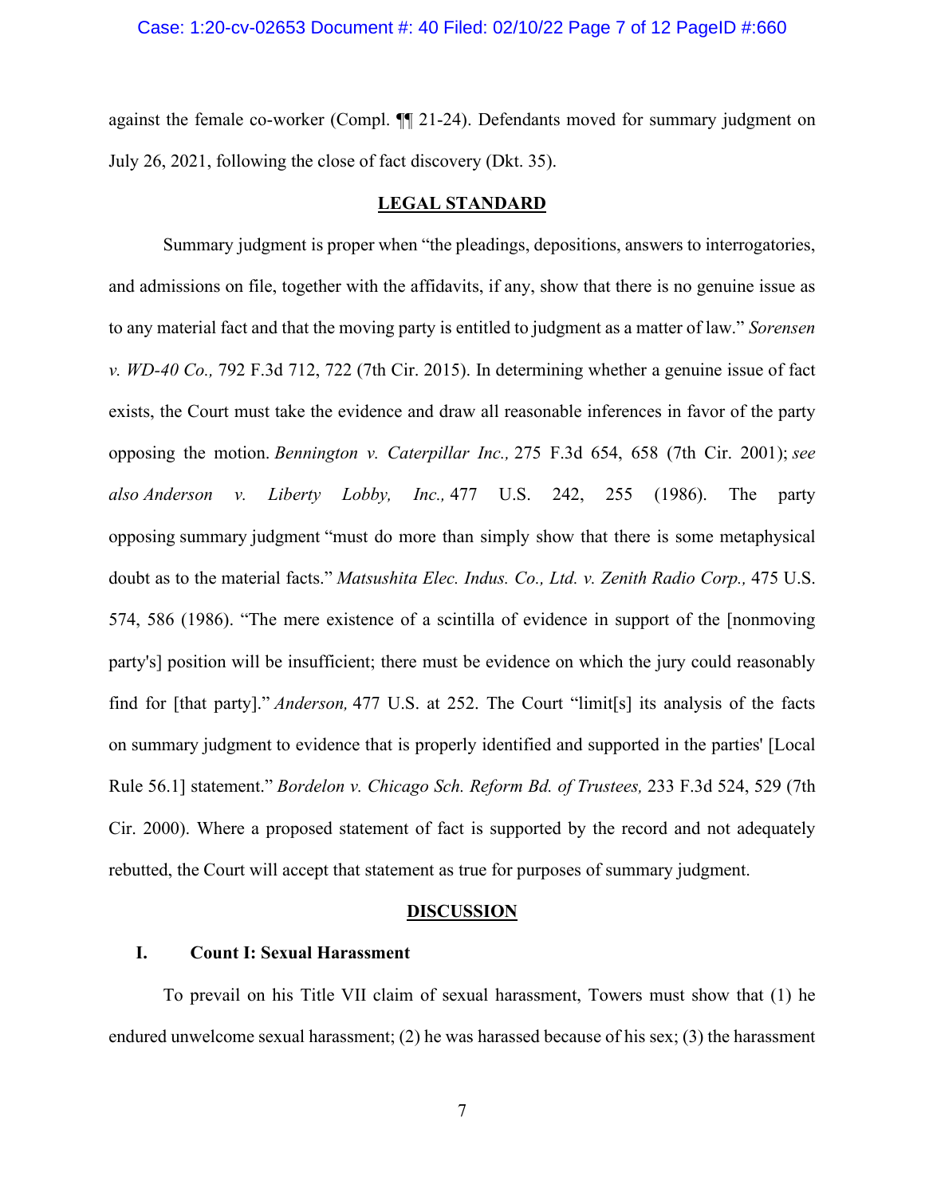against the female co-worker (Compl. ¶¶ 21-24). Defendants moved for summary judgment on July 26, 2021, following the close of fact discovery (Dkt. 35).

## LEGAL STANDARD

Summary judgment is proper when "the pleadings, depositions, answers to interrogatories, and admissions on file, together with the affidavits, if any, show that there is no genuine issue as to any material fact and that the moving party is entitled to judgment as a matter of law." *Sorensen v. WD-40 Co.,* 792 F.3d 712, 722 (7th Cir. 2015). In determining whether a genuine issue of fact exists, the Court must take the evidence and draw all reasonable inferences in favor of the party opposing the motion. *Bennington v. Caterpillar Inc.,* 275 F.3d 654, 658 (7th Cir. 2001); *see also Anderson v. Liberty Lobby, Inc.,* 477 U.S. 242, 255 (1986). The party opposing summary judgment "must do more than simply show that there is some metaphysical doubt as to the material facts." *Matsushita Elec. Indus. Co., Ltd. v. Zenith Radio Corp.,* 475 U.S. 574, 586 (1986). "The mere existence of a scintilla of evidence in support of the [nonmoving party's] position will be insufficient; there must be evidence on which the jury could reasonably find for [that party]." *Anderson,* 477 U.S. at 252. The Court "limit[s] its analysis of the facts on summary judgment to evidence that is properly identified and supported in the parties' [Local Rule 56.1] statement." *Bordelon v. Chicago Sch. Reform Bd. of Trustees,* 233 F.3d 524, 529 (7th Cir. 2000). Where a proposed statement of fact is supported by the record and not adequately rebutted, the Court will accept that statement as true for purposes of summary judgment.

## DISCUSSION

### I. Count I: Sexual Harassment

To prevail on his Title VII claim of sexual harassment, Towers must show that (1) he endured unwelcome sexual harassment; (2) he was harassed because of his sex; (3) the harassment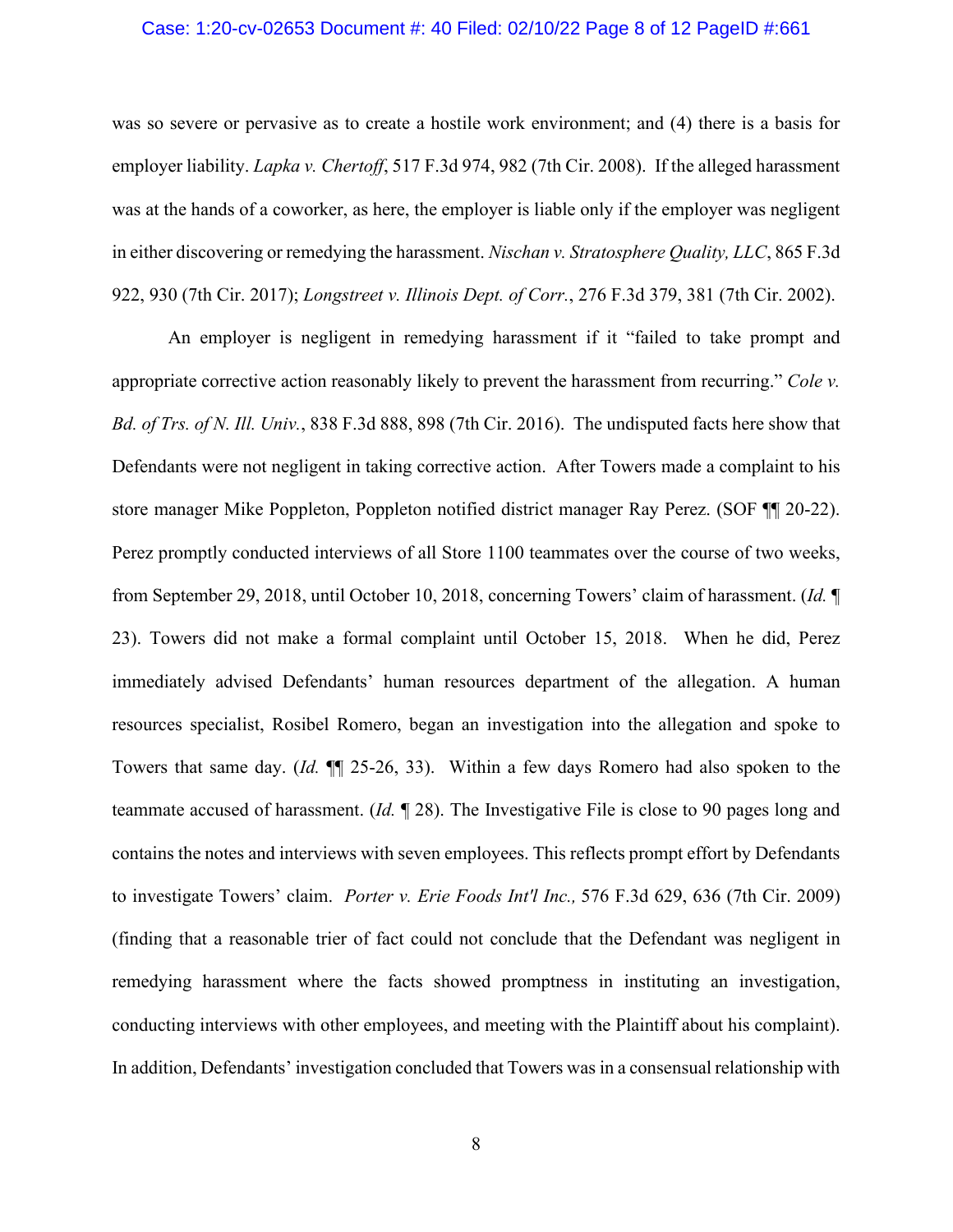was so severe or pervasive as to create a hostile work environment; and (4) there is a basis for employer liability. *Lapka v. Chertoff*, 517 F.3d 974, 982 (7th Cir. 2008). If the alleged harassment was at the hands of a coworker, as here, the employer is liable only if the employer was negligent in either discovering or remedying the harassment. *Nischan v. Stratosphere Quality, LLC*, 865 F.3d 922, 930 (7th Cir. 2017); *Longstreet v. Illinois Dept. of Corr.*, 276 F.3d 379, 381 (7th Cir. 2002).

An employer is negligent in remedying harassment if it "failed to take prompt and appropriate corrective action reasonably likely to prevent the harassment from recurring." *Cole v. Bd. of Trs. of N. Ill. Univ.*, 838 F.3d 888, 898 (7th Cir. 2016). The undisputed facts here show that Defendants were not negligent in taking corrective action. After Towers made a complaint to his store manager Mike Poppleton, Poppleton notified district manager Ray Perez. (SOF ¶¶ 20-22). Perez promptly conducted interviews of all Store 1100 teammates over the course of two weeks, from September 29, 2018, until October 10, 2018, concerning Towers' claim of harassment. (*Id.* ¶ 23). Towers did not make a formal complaint until October 15, 2018. When he did, Perez immediately advised Defendants' human resources department of the allegation. A human resources specialist, Rosibel Romero, began an investigation into the allegation and spoke to Towers that same day. (*Id.* ¶¶ 25-26, 33). Within a few days Romero had also spoken to the teammate accused of harassment. (*Id.* ¶ 28). The Investigative File is close to 90 pages long and contains the notes and interviews with seven employees. This reflects prompt effort by Defendants to investigate Towers' claim. *Porter v. Erie Foods Int'l Inc.,* 576 F.3d 629, 636 (7th Cir. 2009) (finding that a reasonable trier of fact could not conclude that the Defendant was negligent in remedying harassment where the facts showed promptness in instituting an investigation, conducting interviews with other employees, and meeting with the Plaintiff about his complaint). In addition, Defendants' investigation concluded that Towers was in a consensual relationship with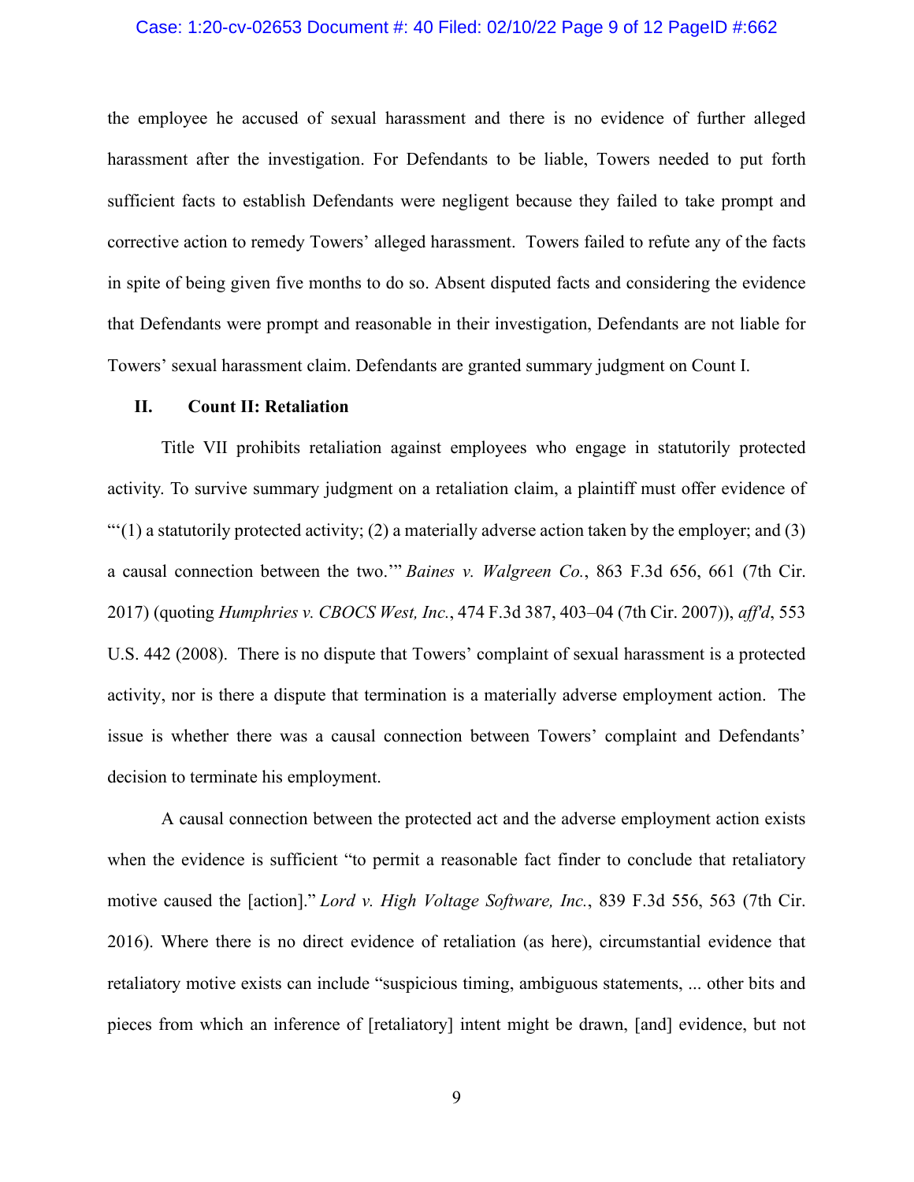the employee he accused of sexual harassment and there is no evidence of further alleged harassment after the investigation. For Defendants to be liable, Towers needed to put forth sufficient facts to establish Defendants were negligent because they failed to take prompt and corrective action to remedy Towers' alleged harassment. Towers failed to refute any of the facts in spite of being given five months to do so. Absent disputed facts and considering the evidence that Defendants were prompt and reasonable in their investigation, Defendants are not liable for Towers' sexual harassment claim. Defendants are granted summary judgment on Count I.

## II. Count II: Retaliation

Title VII prohibits retaliation against employees who engage in statutorily protected activity. To survive summary judgment on a retaliation claim, a plaintiff must offer evidence of "'(1) a statutorily protected activity; (2) a materially adverse action taken by the employer; and (3) a causal connection between the two.'" *Baines v. Walgreen Co.*, 863 F.3d 656, 661 (7th Cir. 2017) (quoting *Humphries v. CBOCS West, Inc.*, 474 F.3d 387, 403–04 (7th Cir. 2007)), *aff'd*, 553 U.S. 442 (2008). There is no dispute that Towers' complaint of sexual harassment is a protected activity, nor is there a dispute that termination is a materially adverse employment action. The issue is whether there was a causal connection between Towers' complaint and Defendants' decision to terminate his employment.

A causal connection between the protected act and the adverse employment action exists when the evidence is sufficient "to permit a reasonable fact finder to conclude that retaliatory motive caused the [action]." *Lord v. High Voltage Software, Inc.*, 839 F.3d 556, 563 (7th Cir. 2016). Where there is no direct evidence of retaliation (as here), circumstantial evidence that retaliatory motive exists can include "suspicious timing, ambiguous statements, ... other bits and pieces from which an inference of [retaliatory] intent might be drawn, [and] evidence, but not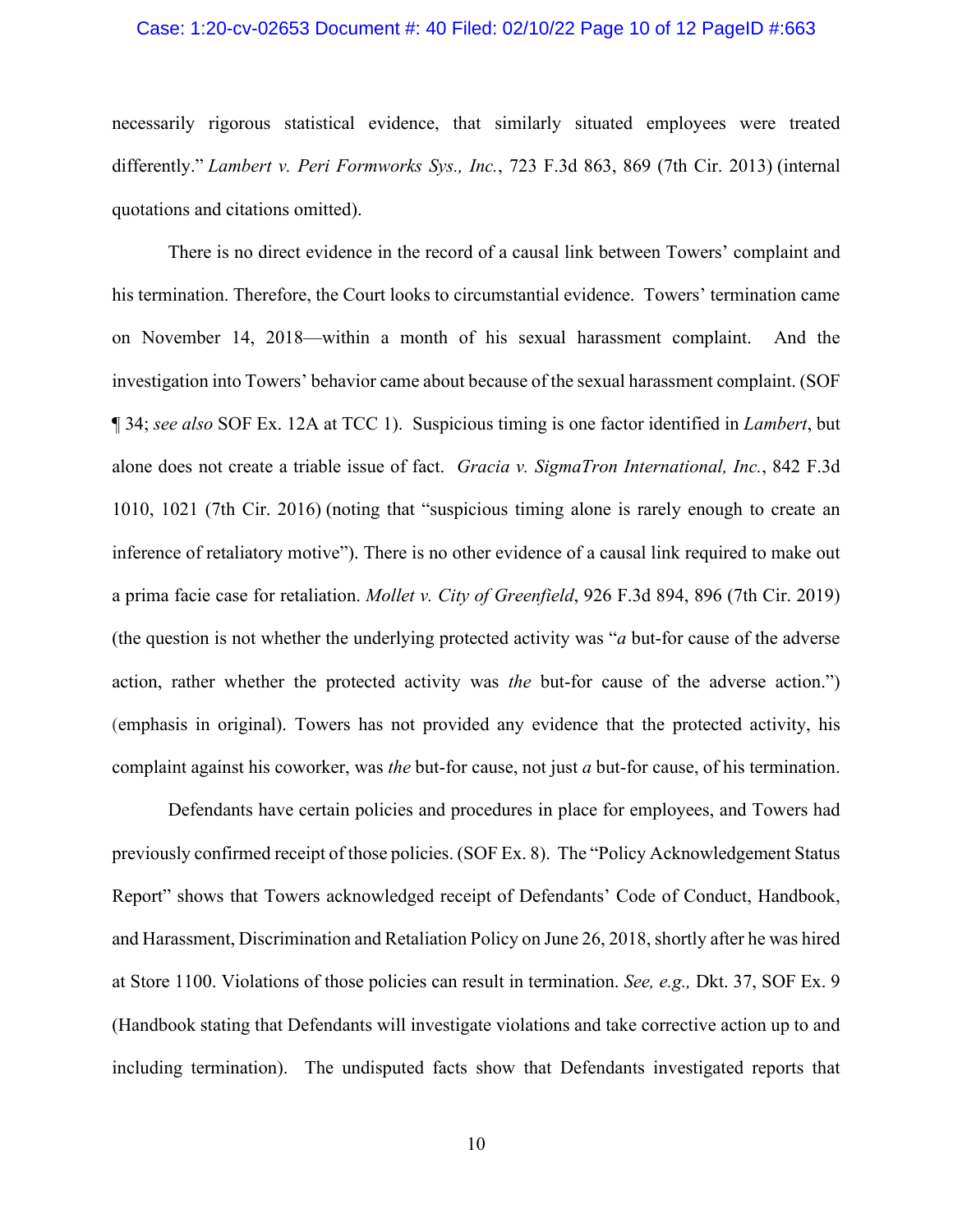necessarily rigorous statistical evidence, that similarly situated employees were treated differently." *Lambert v. Peri Formworks Sys., Inc.*, 723 F.3d 863, 869 (7th Cir. 2013) (internal quotations and citations omitted).

There is no direct evidence in the record of a causal link between Towers' complaint and his termination. Therefore, the Court looks to circumstantial evidence. Towers' termination came on November 14, 2018—within a month of his sexual harassment complaint. And the investigation into Towers' behavior came about because of the sexual harassment complaint. (SOF ¶ 34; *see also* SOF Ex. 12A at TCC 1). Suspicious timing is one factor identified in *Lambert*, but alone does not create a triable issue of fact. *Gracia v. SigmaTron International, Inc.*, 842 F.3d 1010, 1021 (7th Cir. 2016) (noting that "suspicious timing alone is rarely enough to create an inference of retaliatory motive"). There is no other evidence of a causal link required to make out a prima facie case for retaliation. *Mollet v. City of Greenfield*, 926 F.3d 894, 896 (7th Cir. 2019) (the question is not whether the underlying protected activity was "*a* but-for cause of the adverse action, rather whether the protected activity was *the* but-for cause of the adverse action.") (emphasis in original). Towers has not provided any evidence that the protected activity, his complaint against his coworker, was *the* but-for cause, not just *a* but-for cause, of his termination.

Defendants have certain policies and procedures in place for employees, and Towers had previously confirmed receipt of those policies. (SOF Ex. 8). The "Policy Acknowledgement Status Report" shows that Towers acknowledged receipt of Defendants' Code of Conduct, Handbook, and Harassment, Discrimination and Retaliation Policy on June 26, 2018, shortly after he was hired at Store 1100. Violations of those policies can result in termination. *See, e.g.,* Dkt. 37, SOF Ex. 9 (Handbook stating that Defendants will investigate violations and take corrective action up to and including termination). The undisputed facts show that Defendants investigated reports that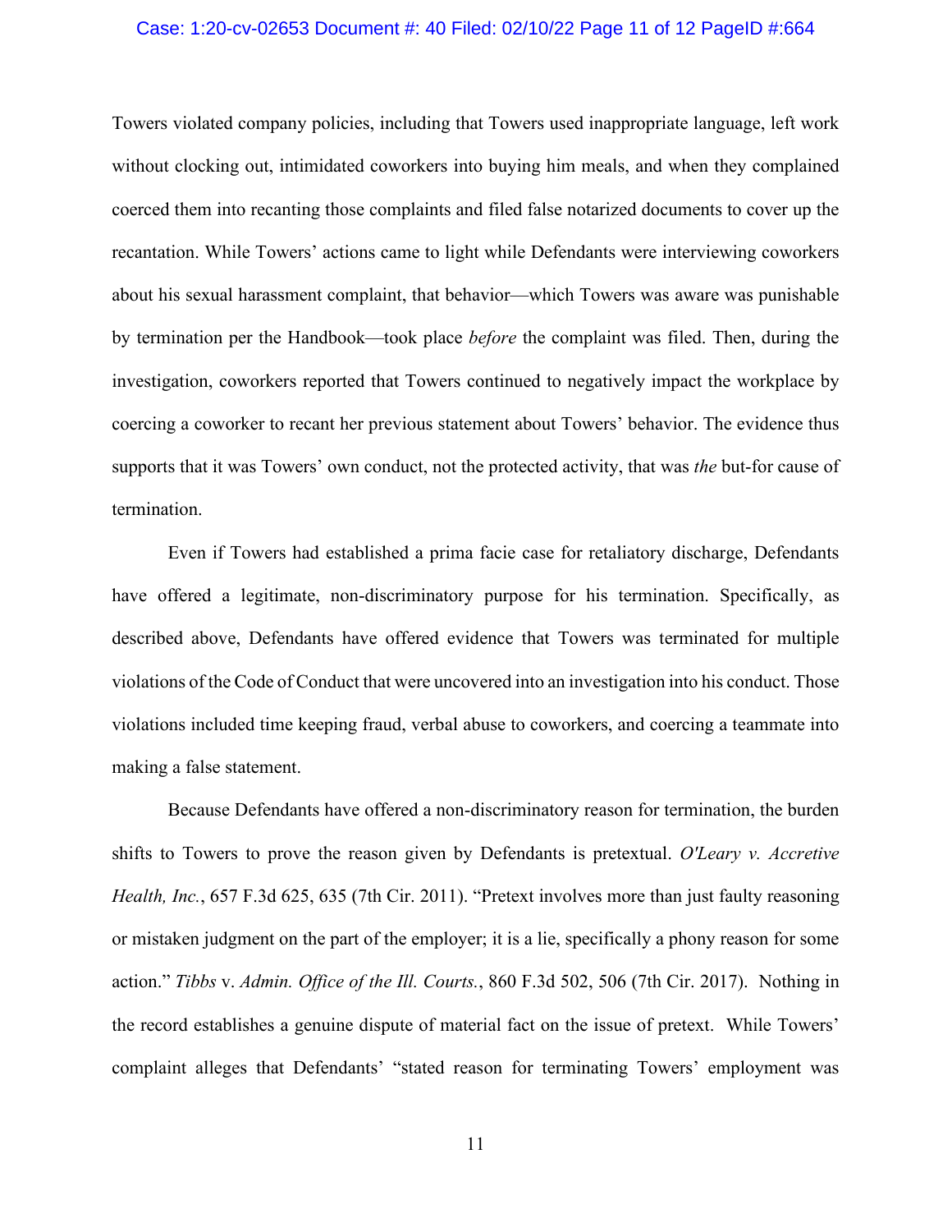Towers violated company policies, including that Towers used inappropriate language, left work without clocking out, intimidated coworkers into buying him meals, and when they complained coerced them into recanting those complaints and filed false notarized documents to cover up the recantation. While Towers' actions came to light while Defendants were interviewing coworkers about his sexual harassment complaint, that behavior—which Towers was aware was punishable by termination per the Handbook—took place *before* the complaint was filed. Then, during the investigation, coworkers reported that Towers continued to negatively impact the workplace by coercing a coworker to recant her previous statement about Towers' behavior. The evidence thus supports that it was Towers' own conduct, not the protected activity, that was *the* but-for cause of termination.

Even if Towers had established a prima facie case for retaliatory discharge, Defendants have offered a legitimate, non-discriminatory purpose for his termination. Specifically, as described above, Defendants have offered evidence that Towers was terminated for multiple violations of the Code of Conduct that were uncovered into an investigation into his conduct. Those violations included time keeping fraud, verbal abuse to coworkers, and coercing a teammate into making a false statement.

Because Defendants have offered a non-discriminatory reason for termination, the burden shifts to Towers to prove the reason given by Defendants is pretextual. *O'Leary v. Accretive Health, Inc.*, 657 F.3d 625, 635 (7th Cir. 2011). "Pretext involves more than just faulty reasoning or mistaken judgment on the part of the employer; it is a lie, specifically a phony reason for some action." *Tibbs* v. *Admin. Office of the Ill. Courts.*, 860 F.3d 502, 506 (7th Cir. 2017). Nothing in the record establishes a genuine dispute of material fact on the issue of pretext. While Towers' complaint alleges that Defendants' "stated reason for terminating Towers' employment was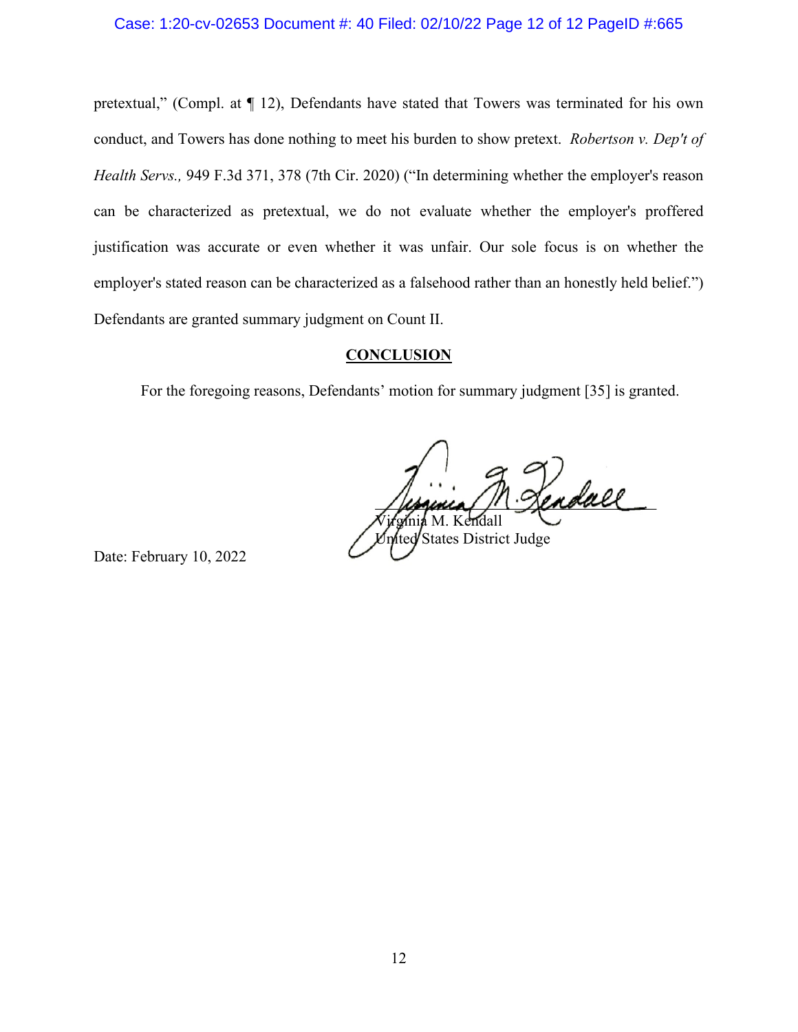pretextual," (Compl. at ¶ 12), Defendants have stated that Towers was terminated for his own conduct, and Towers has done nothing to meet his burden to show pretext. *Robertson v. Dep't of Health Servs.,* 949 F.3d 371, 378 (7th Cir. 2020) ("In determining whether the employer's reason can be characterized as pretextual, we do not evaluate whether the employer's proffered justification was accurate or even whether it was unfair. Our sole focus is on whether the employer's stated reason can be characterized as a falsehood rather than an honestly held belief.") Defendants are granted summary judgment on Count II.

## **CONCLUSION**

For the foregoing reasons, Defendants' motion for summary judgment [35] is granted.

Virginia M. Kendall
United States District Judge

Date: February 10, 2022